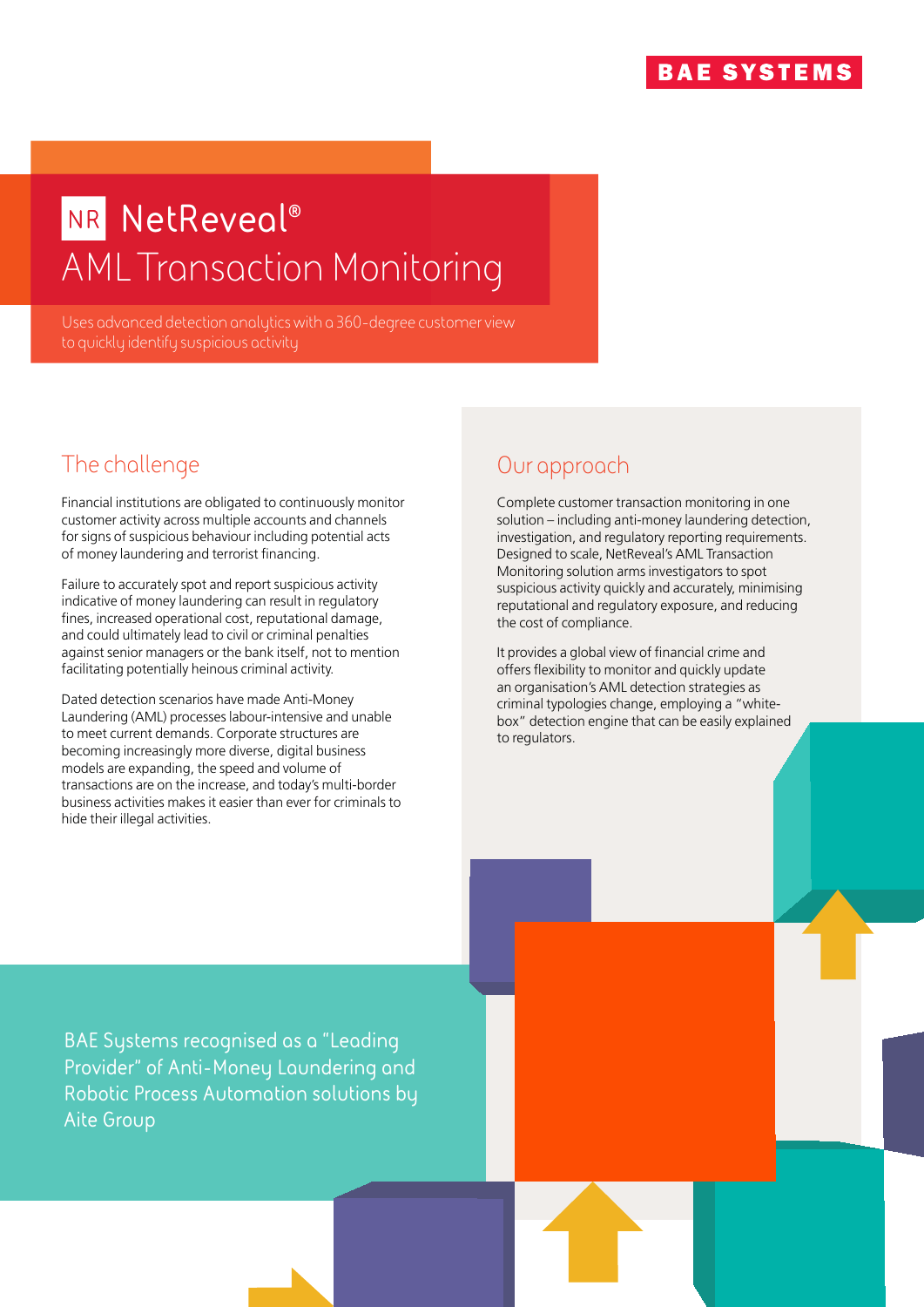BAE SYSTEMS

# NR NetReveal®
# AML Transaction Monitoring

Uses advanced detection analytics with a 360-degree customer view to quickly identify suspicious activity

## The challenge

Financial institutions are obligated to continuously monitor customer activity across multiple accounts and channels for signs of suspicious behaviour including potential acts of money laundering and terrorist financing.

Failure to accurately spot and report suspicious activity indicative of money laundering can result in regulatory fines, increased operational cost, reputational damage, and could ultimately lead to civil or criminal penalties against senior managers or the bank itself, not to mention facilitating potentially heinous criminal activity.

Dated detection scenarios have made Anti-Money Laundering (AML) processes labour-intensive and unable to meet current demands. Corporate structures are becoming increasingly more diverse, digital business models are expanding, the speed and volume of transactions are on the increase, and today's multi-border business activities makes it easier than ever for criminals to hide their illegal activities.

## Our approach

Complete customer transaction monitoring in one solution – including anti-money laundering detection, investigation, and regulatory reporting requirements. Designed to scale, NetReveal's AML Transaction Monitoring solution arms investigators to spot suspicious activity quickly and accurately, minimising reputational and regulatory exposure, and reducing the cost of compliance.

It provides a global view of financial crime and offers flexibility to monitor and quickly update an organisation's AML detection strategies as criminal typologies change, employing a "white-box" detection engine that can be easily explained to regulators.

BAE Systems recognised as a "Leading Provider" of Anti-Money Laundering and Robotic Process Automation solutions by Aite Group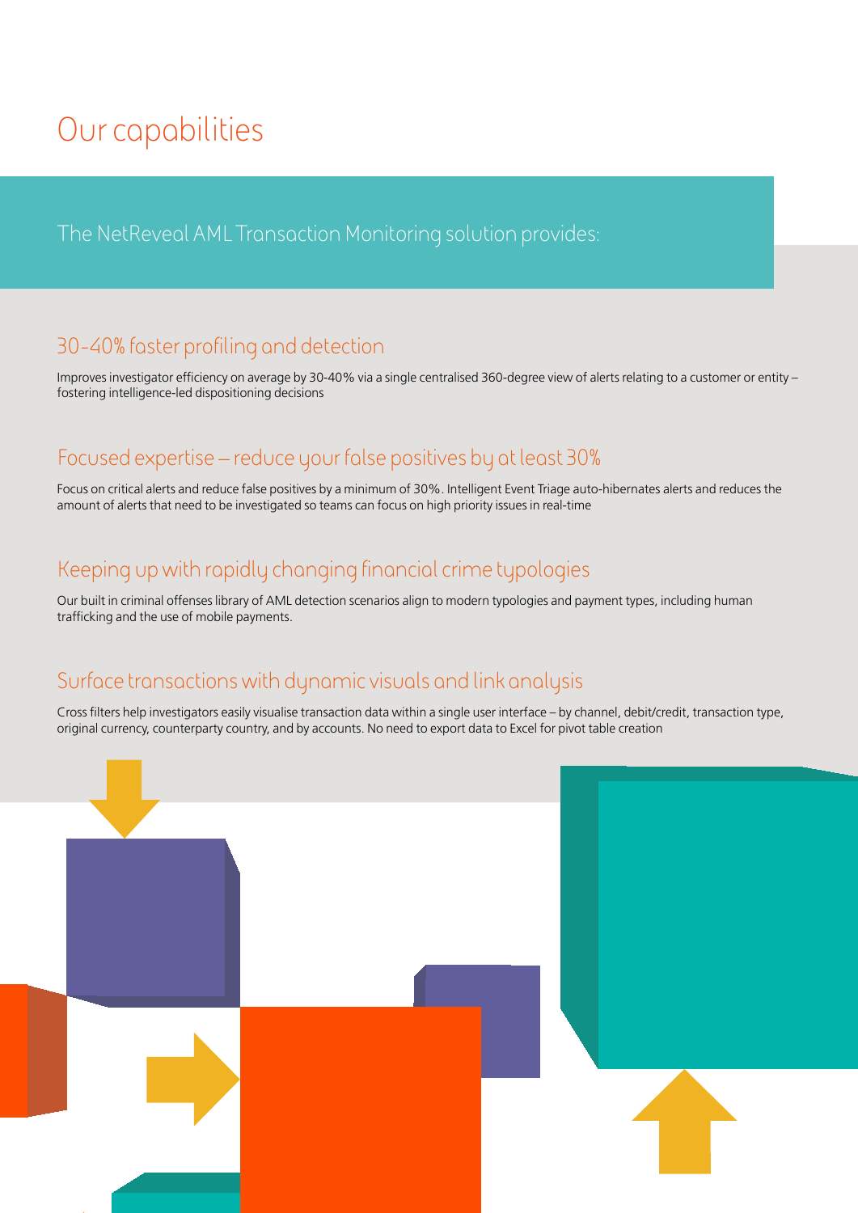# Our capabilities

The NetReveal AML Transaction Monitoring solution provides:

## 30-40% faster profiling and detection

Improves investigator efficiency on average by 30-40% via a single centralised 360-degree view of alerts relating to a customer or entity – fostering intelligence-led dispositioning decisions

## Focused expertise – reduce your false positives by at least 30%

Focus on critical alerts and reduce false positives by a minimum of 30%. Intelligent Event Triage auto-hibernates alerts and reduces the amount of alerts that need to be investigated so teams can focus on high priority issues in real-time

## Keeping up with rapidly changing financial crime typologies

Our built in criminal offenses library of AML detection scenarios align to modern typologies and payment types, including human trafficking and the use of mobile payments.

## Surface transactions with dynamic visuals and link analysis

Cross filters help investigators easily visualise transaction data within a single user interface – by channel, debit/credit, transaction type, original currency, counterparty country, and by accounts. No need to export data to Excel for pivot table creation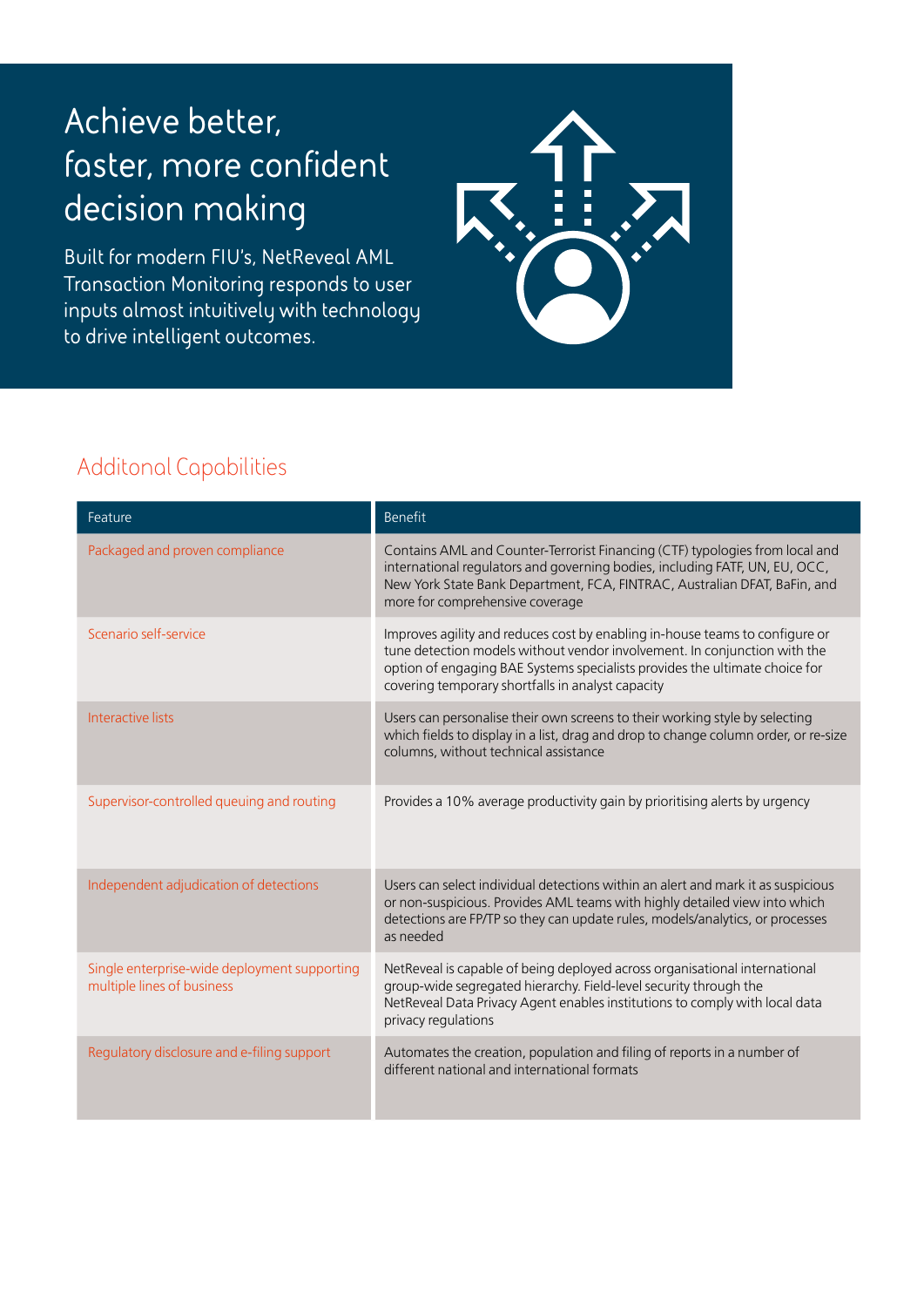# Achieve better, faster, more confident decision making

Built for modern FIU's, NetReveal AML Transaction Monitoring responds to user inputs almost intuitively with technology to drive intelligent outcomes.

## Additonal Capabilities

| Feature | Benefit |
|---|---|
| Packaged and proven compliance | Contains AML and Counter-Terrorist Financing (CTF) typologies from local and international regulators and governing bodies, including FATF, UN, EU, OCC, New York State Bank Department, FCA, FINTRAC, Australian DFAT, BaFin, and more for comprehensive coverage |
| Scenario self-service | Improves agility and reduces cost by enabling in-house teams to configure or tune detection models without vendor involvement. In conjunction with the option of engaging BAE Systems specialists provides the ultimate choice for covering temporary shortfalls in analyst capacity |
| Interactive lists | Users can personalise their own screens to their working style by selecting which fields to display in a list, drag and drop to change column order, or re-size columns, without technical assistance |
| Supervisor-controlled queuing and routing | Provides a 10% average productivity gain by prioritising alerts by urgency |
| Independent adjudication of detections | Users can select individual detections within an alert and mark it as suspicious or non-suspicious. Provides AML teams with highly detailed view into which detections are FP/TP so they can update rules, models/analytics, or processes as needed |
| Single enterprise-wide deployment supporting multiple lines of business | NetReveal is capable of being deployed across organisational international group-wide segregated hierarchy. Field-level security through the NetReveal Data Privacy Agent enables institutions to comply with local data privacy regulations |
| Regulatory disclosure and e-filing support | Automates the creation, population and filing of reports in a number of different national and international formats |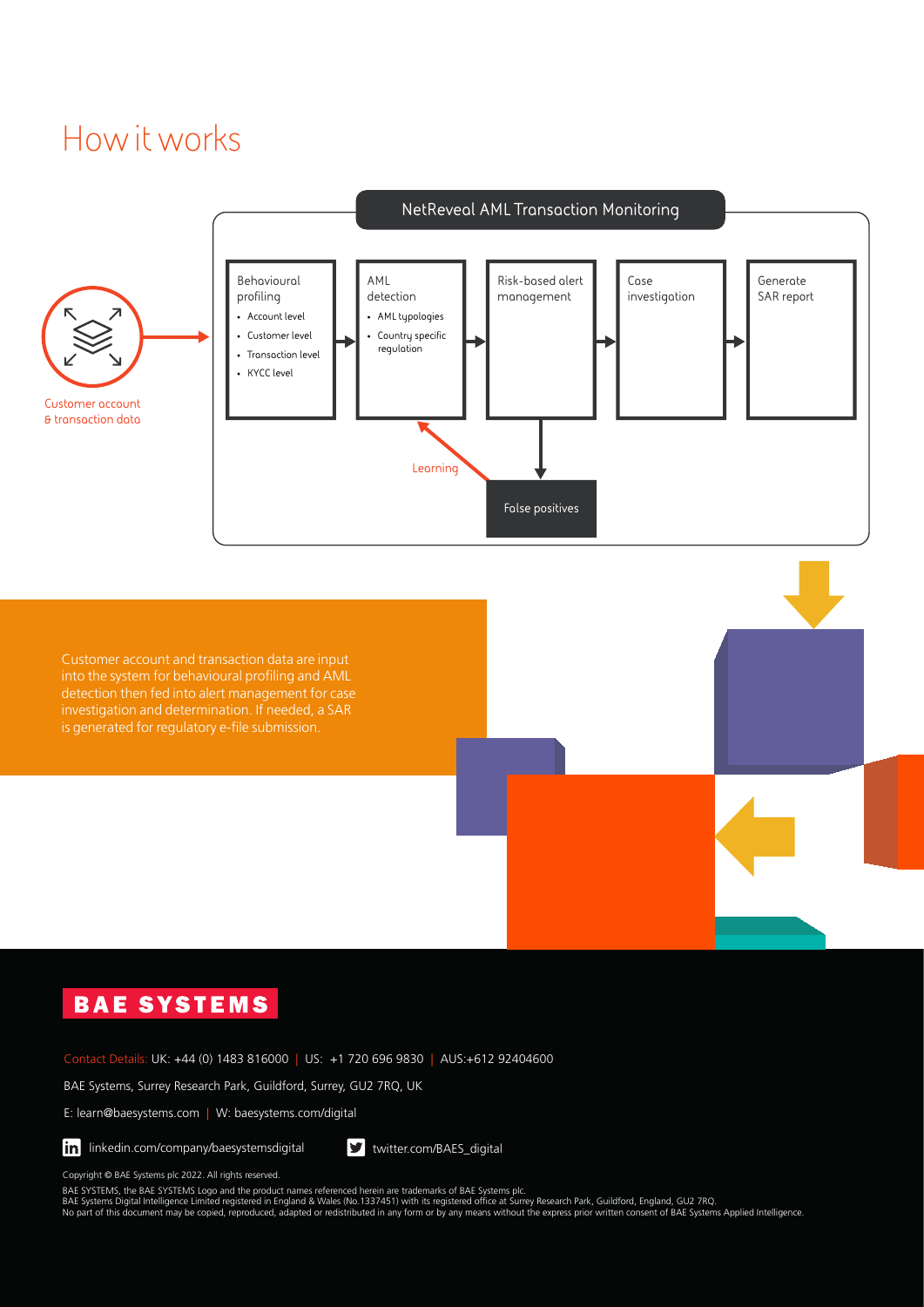# How it works

NetReveal AML Transaction Monitoring

Customer account & transaction data

Behavioural profiling
- Account level
- Customer level
- Transaction level
- KYCC level

AML detection
- AML typologies
- Country specific regulation

Risk-based alert management

Case investigation

Generate SAR report

Learning

False positives

Customer account and transaction data are input into the system for behavioural profiling and AML detection then fed into alert management for case investigation and determination. If needed, a SAR is generated for regulatory e-file submission.

**BAE SYSTEMS**

Contact Details: UK: +44 (0) 1483 816000 | US: +1 720 696 9830 | AUS:+612 92404600

BAE Systems, Surrey Research Park, Guildford, Surrey, GU2 7RQ, UK

E: learn@baesystems.com | W: baesystems.com/digital

linkedin.com/company/baesystemsdigital

twitter.com/BAES_digital

Copyright © BAE Systems plc 2022. All rights reserved.

BAE SYSTEMS, the BAE SYSTEMS Logo and the product names referenced herein are trademarks of BAE Systems plc.
BAE Systems Digital Intelligence Limited registered in England & Wales (No.1337451) with its registered office at Surrey Research Park, Guildford, England, GU2 7RQ.
No part of this document may be copied, reproduced, adapted or redistributed in any form or by any means without the express prior written consent of BAE Systems Applied Intelligence.